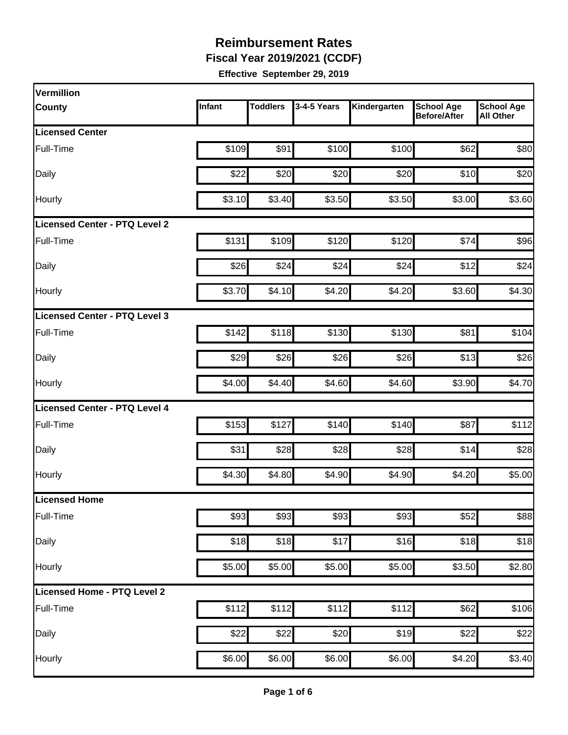# Reimbursement Rates

## Fiscal Year 2019/2021 (CCDF)

**Effective September 29, 2019**

| Vermillion County | Infant | Toddlers | 3-4-5 Years | Kindergarten | School Age Before/After | School Age All Other |
|---|---|---|---|---|---|---|
| **Licensed Center** | | | | | | |
| Full-Time | $109 | $91 | $100 | $100 | $62 | $80 |
| Daily | $22 | $20 | $20 | $20 | $10 | $20 |
| Hourly | $3.10 | $3.40 | $3.50 | $3.50 | $3.00 | $3.60 |
| **Licensed Center - PTQ Level 2** | | | | | | |
| Full-Time | $131 | $109 | $120 | $120 | $74 | $96 |
| Daily | $26 | $24 | $24 | $24 | $12 | $24 |
| Hourly | $3.70 | $4.10 | $4.20 | $4.20 | $3.60 | $4.30 |
| **Licensed Center - PTQ Level 3** | | | | | | |
| Full-Time | $142 | $118 | $130 | $130 | $81 | $104 |
| Daily | $29 | $26 | $26 | $26 | $13 | $26 |
| Hourly | $4.00 | $4.40 | $4.60 | $4.60 | $3.90 | $4.70 |
| **Licensed Center - PTQ Level 4** | | | | | | |
| Full-Time | $153 | $127 | $140 | $140 | $87 | $112 |
| Daily | $31 | $28 | $28 | $28 | $14 | $28 |
| Hourly | $4.30 | $4.80 | $4.90 | $4.90 | $4.20 | $5.00 |
| **Licensed Home** | | | | | | |
| Full-Time | $93 | $93 | $93 | $93 | $52 | $88 |
| Daily | $18 | $18 | $17 | $16 | $18 | $18 |
| Hourly | $5.00 | $5.00 | $5.00 | $5.00 | $3.50 | $2.80 |
| **Licensed Home - PTQ Level 2** | | | | | | |
| Full-Time | $112 | $112 | $112 | $112 | $62 | $106 |
| Daily | $22 | $22 | $20 | $19 | $22 | $22 |
| Hourly | $6.00 | $6.00 | $6.00 | $6.00 | $4.20 | $3.40 |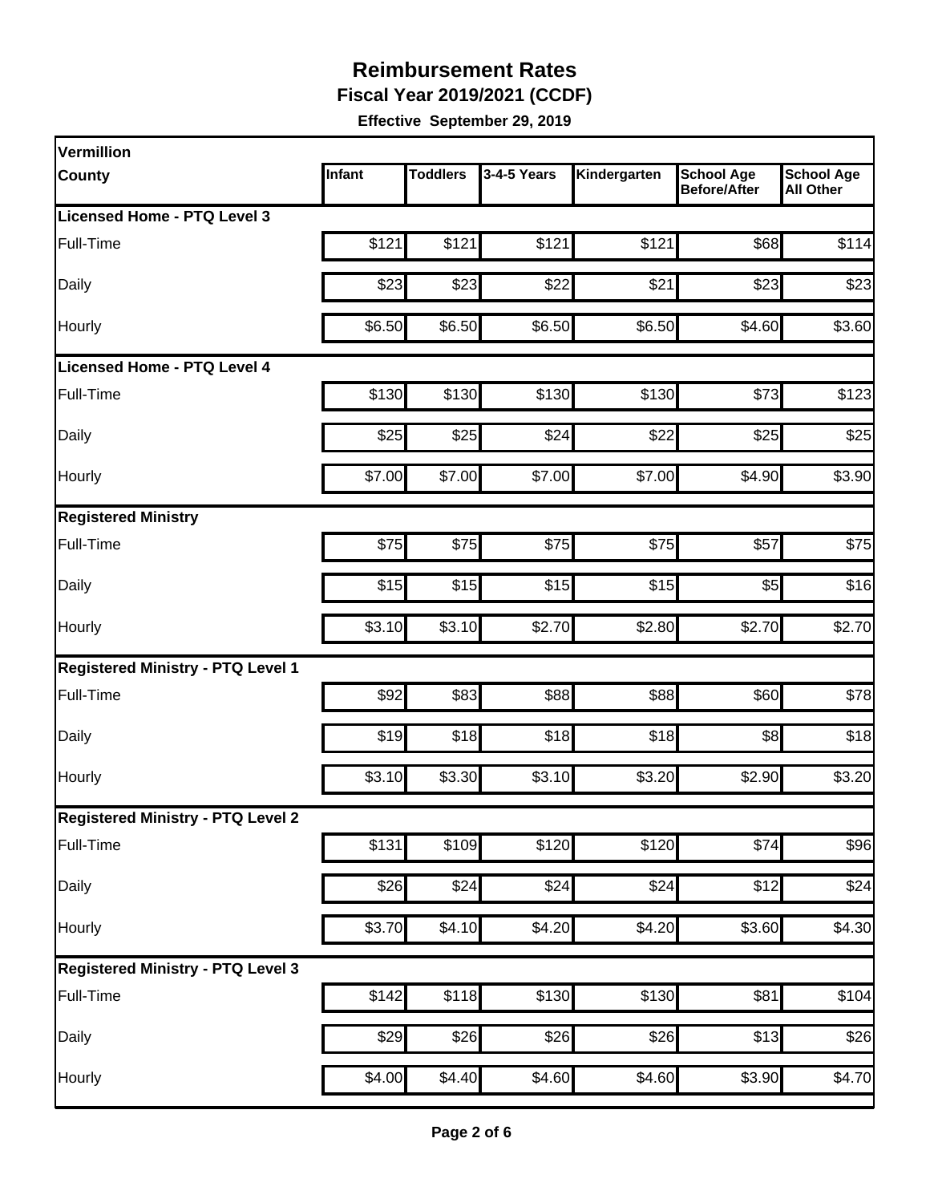# Reimbursement Rates

**Fiscal Year 2019/2021 (CCDF)**

**Effective September 29, 2019**

| Vermillion County | Infant | Toddlers | 3-4-5 Years | Kindergarten | School Age Before/After | School Age All Other |
|---|---|---|---|---|---|---|
| **Licensed Home - PTQ Level 3** | | | | | | |
| Full-Time | $121 | $121 | $121 | $121 | $68 | $114 |
| Daily | $23 | $23 | $22 | $21 | $23 | $23 |
| Hourly | $6.50 | $6.50 | $6.50 | $6.50 | $4.60 | $3.60 |
| **Licensed Home - PTQ Level 4** | | | | | | |
| Full-Time | $130 | $130 | $130 | $130 | $73 | $123 |
| Daily | $25 | $25 | $24 | $22 | $25 | $25 |
| Hourly | $7.00 | $7.00 | $7.00 | $7.00 | $4.90 | $3.90 |
| **Registered Ministry** | | | | | | |
| Full-Time | $75 | $75 | $75 | $75 | $57 | $75 |
| Daily | $15 | $15 | $15 | $15 | $5 | $16 |
| Hourly | $3.10 | $3.10 | $2.70 | $2.80 | $2.70 | $2.70 |
| **Registered Ministry - PTQ Level 1** | | | | | | |
| Full-Time | $92 | $83 | $88 | $88 | $60 | $78 |
| Daily | $19 | $18 | $18 | $18 | $8 | $18 |
| Hourly | $3.10 | $3.30 | $3.10 | $3.20 | $2.90 | $3.20 |
| **Registered Ministry - PTQ Level 2** | | | | | | |
| Full-Time | $131 | $109 | $120 | $120 | $74 | $96 |
| Daily | $26 | $24 | $24 | $24 | $12 | $24 |
| Hourly | $3.70 | $4.10 | $4.20 | $4.20 | $3.60 | $4.30 |
| **Registered Ministry - PTQ Level 3** | | | | | | |
| Full-Time | $142 | $118 | $130 | $130 | $81 | $104 |
| Daily | $29 | $26 | $26 | $26 | $13 | $26 |
| Hourly | $4.00 | $4.40 | $4.60 | $4.60 | $3.90 | $4.70 |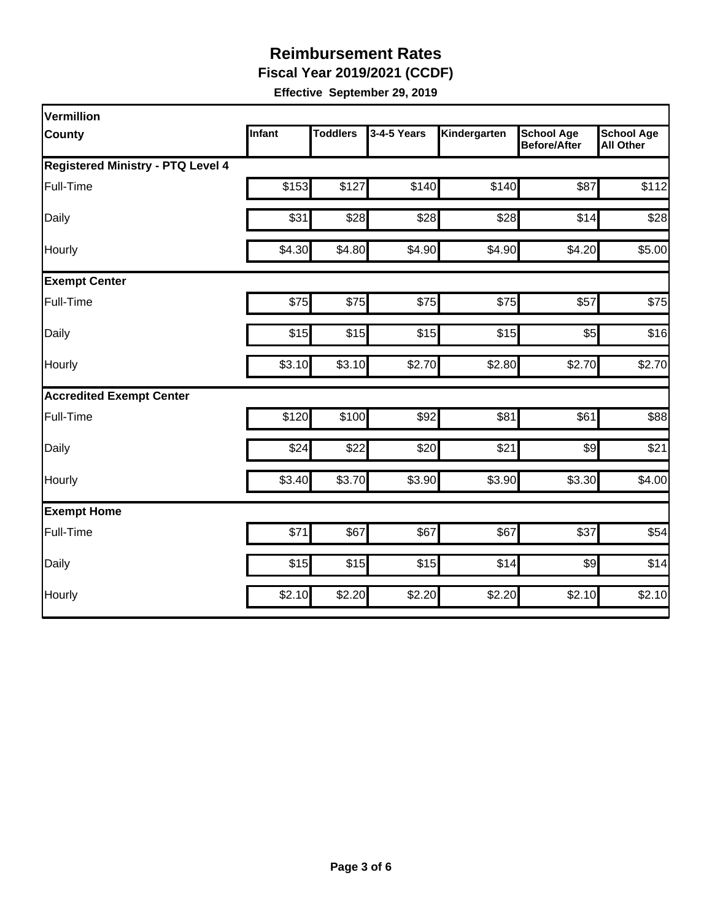# Reimbursement Rates

**Fiscal Year 2019/2021 (CCDF)**

**Effective September 29, 2019**

| Vermillion County | Infant | Toddlers | 3-4-5 Years | Kindergarten | School Age Before/After | School Age All Other |
|---|---|---|---|---|---|---|
| **Registered Ministry - PTQ Level 4** | | | | | | |
| Full-Time | $153 | $127 | $140 | $140 | $87 | $112 |
| Daily | $31 | $28 | $28 | $28 | $14 | $28 |
| Hourly | $4.30 | $4.80 | $4.90 | $4.90 | $4.20 | $5.00 |
| **Exempt Center** | | | | | | |
| Full-Time | $75 | $75 | $75 | $75 | $57 | $75 |
| Daily | $15 | $15 | $15 | $15 | $5 | $16 |
| Hourly | $3.10 | $3.10 | $2.70 | $2.80 | $2.70 | $2.70 |
| **Accredited Exempt Center** | | | | | | |
| Full-Time | $120 | $100 | $92 | $81 | $61 | $88 |
| Daily | $24 | $22 | $20 | $21 | $9 | $21 |
| Hourly | $3.40 | $3.70 | $3.90 | $3.90 | $3.30 | $4.00 |
| **Exempt Home** | | | | | | |
| Full-Time | $71 | $67 | $67 | $67 | $37 | $54 |
| Daily | $15 | $15 | $15 | $14 | $9 | $14 |
| Hourly | $2.10 | $2.20 | $2.20 | $2.20 | $2.10 | $2.10 |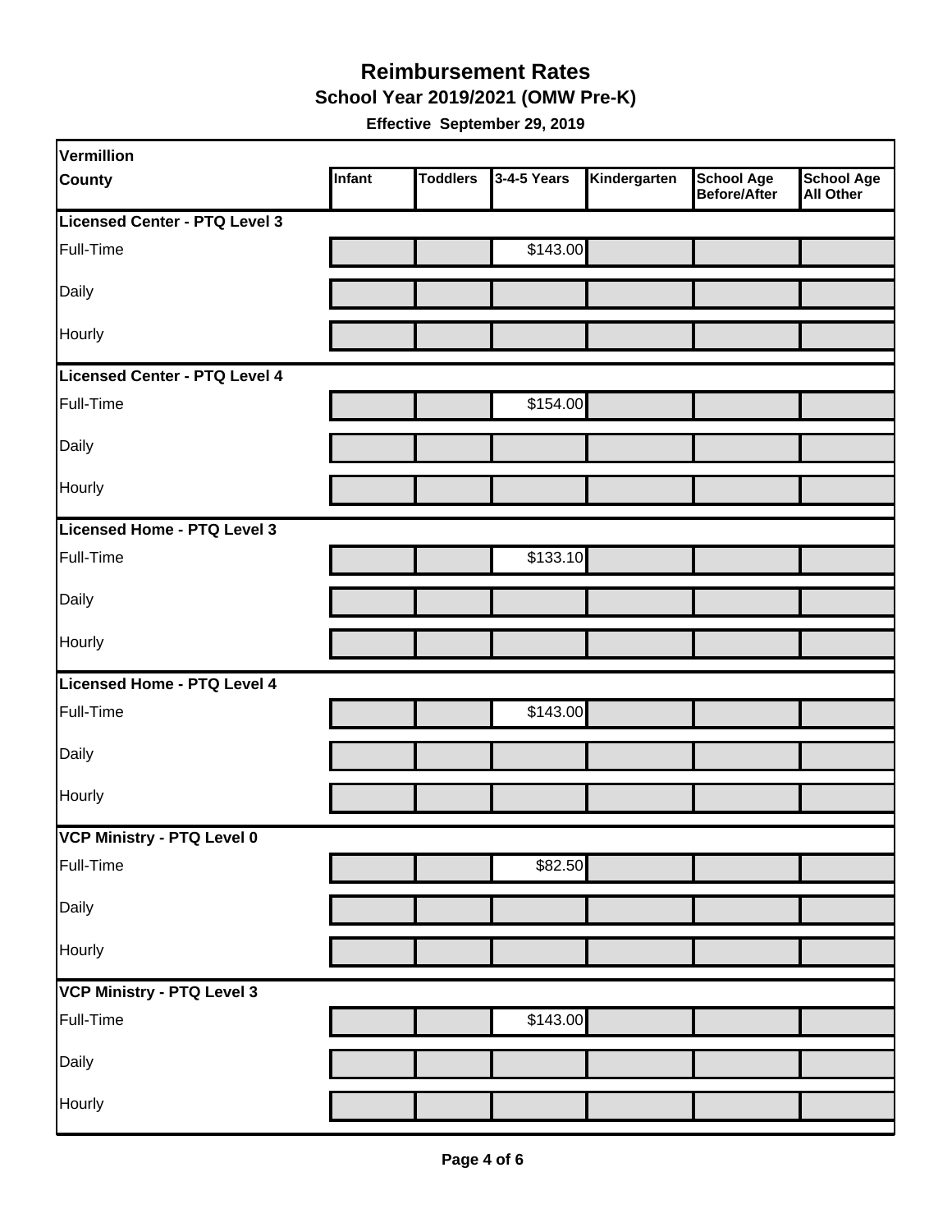# Reimbursement Rates

**School Year 2019/2021 (OMW Pre-K)**

**Effective September 29, 2019**

| Vermillion County | Infant | Toddlers | 3-4-5 Years | Kindergarten | School Age Before/After | School Age All Other |
|---|---|---|---|---|---|---|
| **Licensed Center - PTQ Level 3** | | | | | | |
| Full-Time | | | $143.00 | | | |
| Daily | | | | | | |
| Hourly | | | | | | |
| **Licensed Center - PTQ Level 4** | | | | | | |
| Full-Time | | | $154.00 | | | |
| Daily | | | | | | |
| Hourly | | | | | | |
| **Licensed Home - PTQ Level 3** | | | | | | |
| Full-Time | | | $133.10 | | | |
| Daily | | | | | | |
| Hourly | | | | | | |
| **Licensed Home - PTQ Level 4** | | | | | | |
| Full-Time | | | $143.00 | | | |
| Daily | | | | | | |
| Hourly | | | | | | |
| **VCP Ministry - PTQ Level 0** | | | | | | |
| Full-Time | | | $82.50 | | | |
| Daily | | | | | | |
| Hourly | | | | | | |
| **VCP Ministry - PTQ Level 3** | | | | | | |
| Full-Time | | | $143.00 | | | |
| Daily | | | | | | |
| Hourly | | | | | | |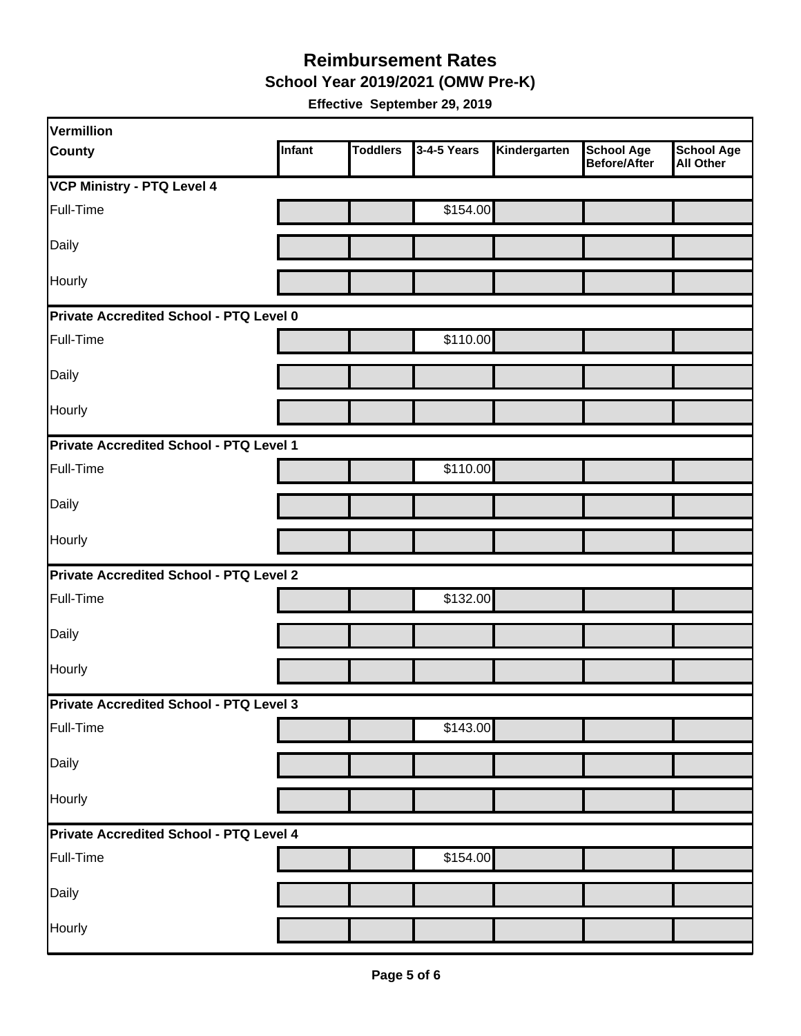# Reimbursement Rates

## School Year 2019/2021 (OMW Pre-K)

**Effective September 29, 2019**

| Vermillion County | Infant | Toddlers | 3-4-5 Years | Kindergarten | School Age Before/After | School Age All Other |
|---|---|---|---|---|---|---|
| **VCP Ministry - PTQ Level 4** | | | | | | |
| Full-Time | | | $154.00 | | | |
| Daily | | | | | | |
| Hourly | | | | | | |
| **Private Accredited School - PTQ Level 0** | | | | | | |
| Full-Time | | | $110.00 | | | |
| Daily | | | | | | |
| Hourly | | | | | | |
| **Private Accredited School - PTQ Level 1** | | | | | | |
| Full-Time | | | $110.00 | | | |
| Daily | | | | | | |
| Hourly | | | | | | |
| **Private Accredited School - PTQ Level 2** | | | | | | |
| Full-Time | | | $132.00 | | | |
| Daily | | | | | | |
| Hourly | | | | | | |
| **Private Accredited School - PTQ Level 3** | | | | | | |
| Full-Time | | | $143.00 | | | |
| Daily | | | | | | |
| Hourly | | | | | | |
| **Private Accredited School - PTQ Level 4** | | | | | | |
| Full-Time | | | $154.00 | | | |
| Daily | | | | | | |
| Hourly | | | | | | |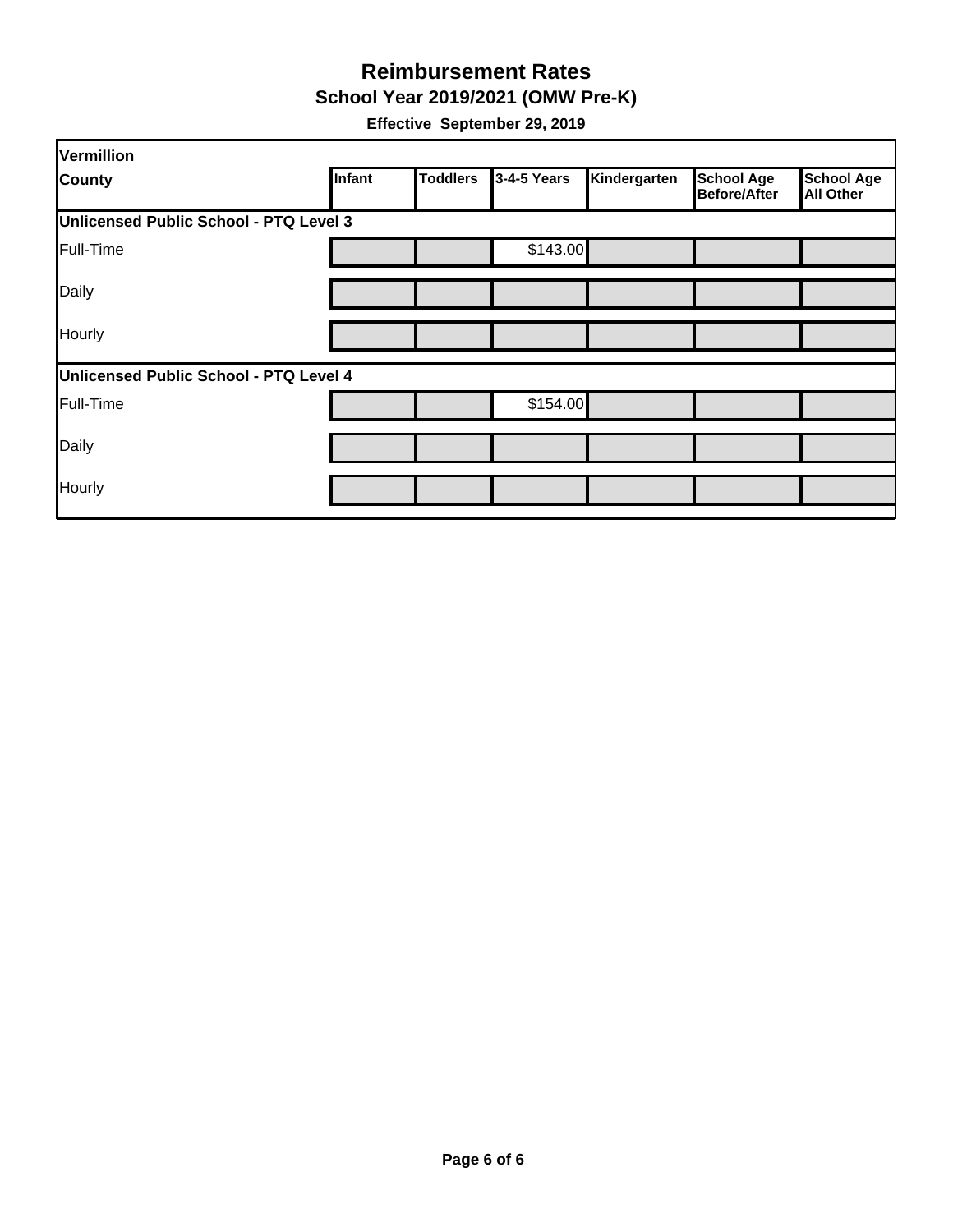# Reimbursement Rates

## School Year 2019/2021 (OMW Pre-K)

**Effective September 29, 2019**

| Vermillion County | Infant | Toddlers | 3-4-5 Years | Kindergarten | School Age Before/After | School Age All Other |
|---|---|---|---|---|---|---|
| **Unlicensed Public School - PTQ Level 3** | | | | | | |
| Full-Time | | | $143.00 | | | |
| Daily | | | | | | |
| Hourly | | | | | | |
| **Unlicensed Public School - PTQ Level 4** | | | | | | |
| Full-Time | | | $154.00 | | | |
| Daily | | | | | | |
| Hourly | | | | | | |